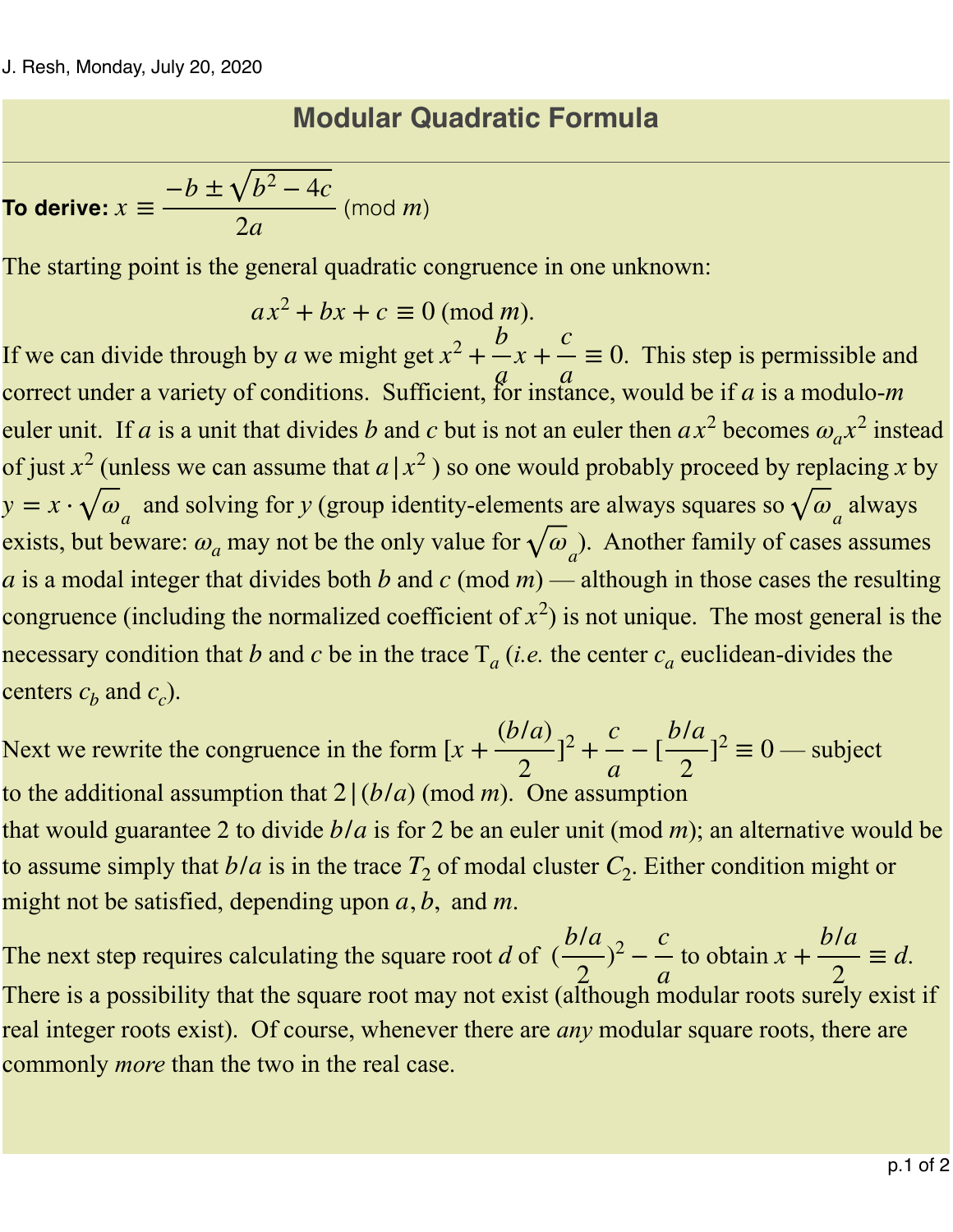J. Resh, Monday, July 20, 2020

# Modular Quadratic Formula

**To derive:** $x \equiv \dfrac{-b \pm \sqrt{b^2 - 4c}}{2a}$ (mod $m$)

The starting point is the general quadratic congruence in one unknown:

$$ax^2 + bx + c \equiv 0 \text{ (mod } m).$$

If we can divide through by $a$ we might get $x^2 + \frac{b}{a}x + \frac{c}{a} \equiv 0$. This step is permissible and correct under a variety of conditions. Sufficient, for instance, would be if $a$ is a modulo-$m$ euler unit. If $a$ is a unit that divides $b$ and $c$ but is not an euler then $ax^2$ becomes $\omega_a x^2$ instead of just $x^2$ (unless we can assume that $a \mid x^2$ ) so one would probably proceed by replacing $x$ by $y = x \cdot \sqrt{\omega}_a$ and solving for $y$ (group identity-elements are always squares so $\sqrt{\omega}_a$ always exists, but beware: $\omega_a$ may not be the only value for $\sqrt{\omega}_a$). Another family of cases assumes $a$ is a modal integer that divides both $b$ and $c$ (mod $m$) — although in those cases the resulting congruence (including the normalized coefficient of $x^2$) is not unique. The most general is the necessary condition that $b$ and $c$ be in the trace $\mathrm{T}_a$ (*i.e.* the center $c_a$ euclidean-divides the centers $c_b$ and $c_c$).

Next we rewrite the congruence in the form $[x + \frac{(b/a)}{2}]^2 + \frac{c}{a} - [\frac{b/a}{2}]^2 \equiv 0$ — subject to the additional assumption that $2 \mid (b/a)$ (mod $m$). One assumption that would guarantee 2 to divide $b/a$ is for 2 be an euler unit (mod $m$); an alternative would be to assume simply that $b/a$ is in the trace $T_2$ of modal cluster $C_2$. Either condition might or might not be satisfied, depending upon $a, b,$ and $m$.

The next step requires calculating the square root $d$ of $(\frac{b/a}{2})^2 - \frac{c}{a}$ to obtain $x + \frac{b/a}{2} \equiv d$. There is a possibility that the square root may not exist (although modular roots surely exist if real integer roots exist). Of course, whenever there are *any* modular square roots, there are commonly *more* than the two in the real case.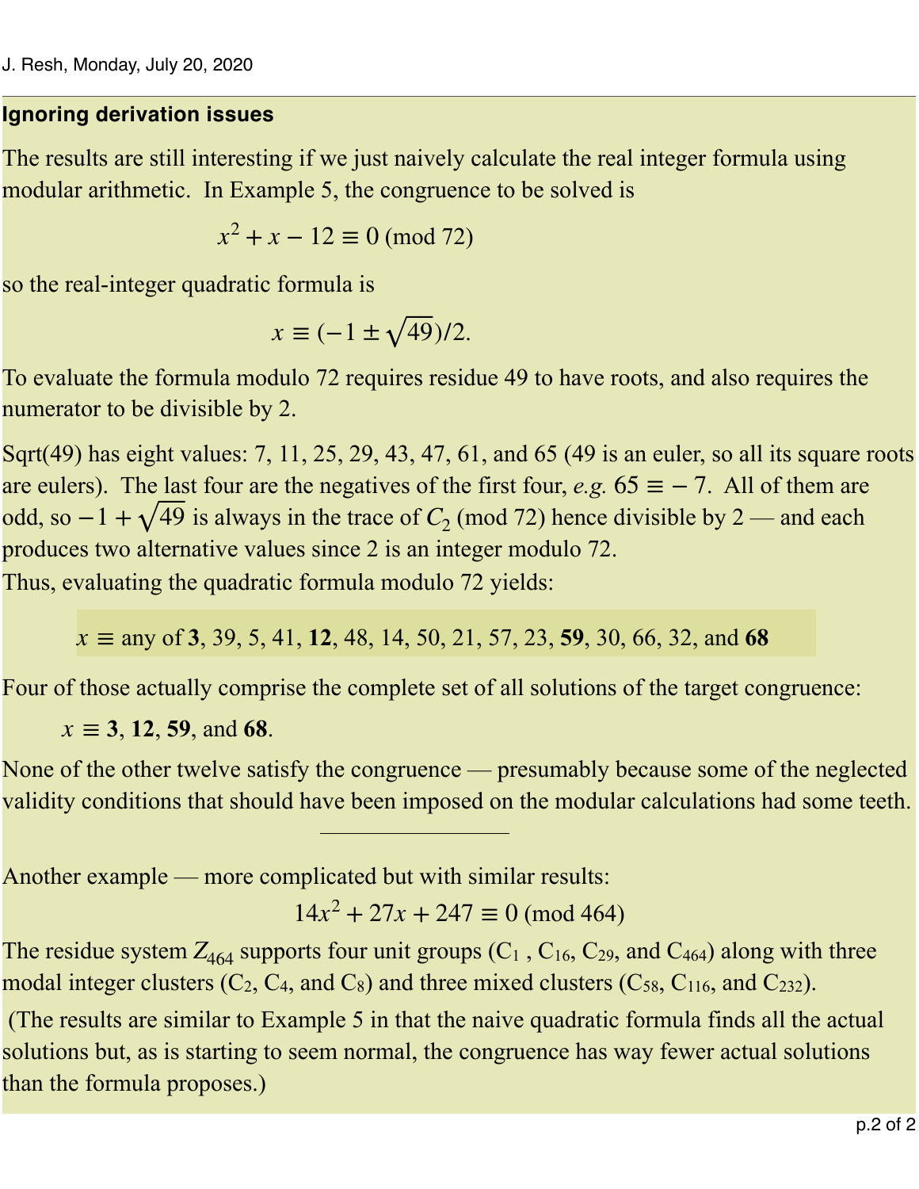## Ignoring derivation issues

The results are still interesting if we just naively calculate the real integer formula using modular arithmetic. In Example 5, the congruence to be solved is

$$x^2 + x - 12 \equiv 0 \text{ (mod 72)}$$

so the real-integer quadratic formula is

$$x \equiv (-1 \pm \sqrt{49})/2.$$

To evaluate the formula modulo 72 requires residue 49 to have roots, and also requires the numerator to be divisible by 2.

Sqrt(49) has eight values: 7, 11, 25, 29, 43, 47, 61, and 65 (49 is an euler, so all its square roots are eulers). The last four are the negatives of the first four, *e.g.* $65 \equiv -7$. All of them are odd, so $-1 + \sqrt{49}$ is always in the trace of $C_2$ (mod 72) hence divisible by 2 — and each produces two alternative values since 2 is an integer modulo 72.
Thus, evaluating the quadratic formula modulo 72 yields:

$x \equiv$ any of **3**, 39, 5, 41, **12**, 48, 14, 50, 21, 57, 23, **59**, 30, 66, 32, and **68**

Four of those actually comprise the complete set of all solutions of the target congruence:

$x \equiv$ **3**, **12**, **59**, and **68**.

None of the other twelve satisfy the congruence — presumably because some of the neglected validity conditions that should have been imposed on the modular calculations had some teeth.

---

Another example — more complicated but with similar results:

$$14x^2 + 27x + 247 \equiv 0 \text{ (mod 464)}$$

The residue system $Z_{464}$ supports four unit groups ($C_1$, $C_{16}$, $C_{29}$, and $C_{464}$) along with three modal integer clusters ($C_2$, $C_4$, and $C_8$) and three mixed clusters ($C_{58}$, $C_{116}$, and $C_{232}$).

(The results are similar to Example 5 in that the naive quadratic formula finds all the actual solutions but, as is starting to seem normal, the congruence has way fewer actual solutions than the formula proposes.)